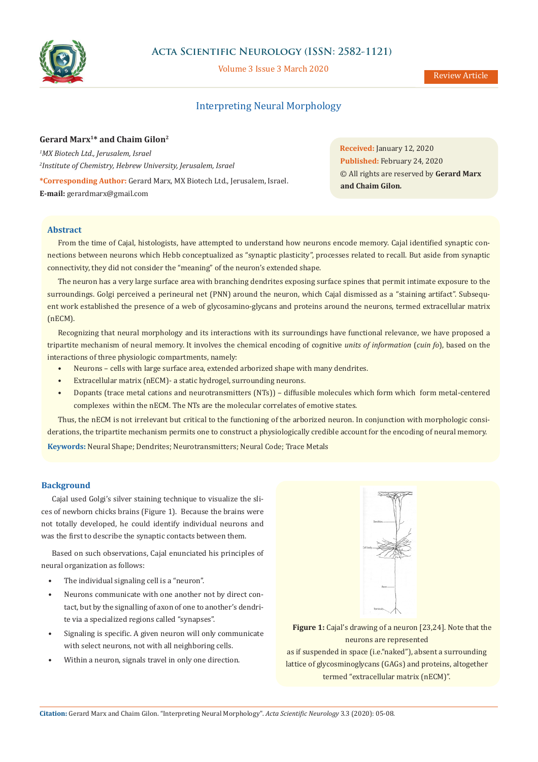# Interpreting Neural Morphology

**Gerard Marx[1]* and Chaim Gilon[2]**

*[1]MX Biotech Ltd., Jerusalem, Israel*

*[2]Institute of Chemistry, Hebrew University, Jerusalem, Israel*

***Corresponding Author:** Gerard Marx, MX Biotech Ltd., Jerusalem, Israel.

**E-mail:** gerardmarx@gmail.com

**Received:** January 12, 2020

**Published:** February 24, 2020

© All rights are reserved by **Gerard Marx and Chaim Gilon.**

## Abstract

From the time of Cajal, histologists, have attempted to understand how neurons encode memory. Cajal identified synaptic connections between neurons which Hebb conceptualized as "synaptic plasticity", processes related to recall. But aside from synaptic connectivity, they did not consider the "meaning" of the neuron's extended shape.

The neuron has a very large surface area with branching dendrites exposing surface spines that permit intimate exposure to the surroundings. Golgi perceived a perineural net (PNN) around the neuron, which Cajal dismissed as a "staining artifact". Subsequent work established the presence of a web of glycosamino-glycans and proteins around the neurons, termed extracellular matrix (nECM).

Recognizing that neural morphology and its interactions with its surroundings have functional relevance, we have proposed a tripartite mechanism of neural memory. It involves the chemical encoding of cognitive *units of information* (*cuin fo*), based on the interactions of three physiologic compartments, namely:

- Neurons – cells with large surface area, extended arborized shape with many dendrites.
- Extracellular matrix (nECM)- a static hydrogel, surrounding neurons.
- Dopants (trace metal cations and neurotransmitters (NTs)) – diffusible molecules which form which form metal-centered complexes within the nECM. The NTs are the molecular correlates of emotive states.

Thus, the nECM is not irrelevant but critical to the functioning of the arborized neuron. In conjunction with morphologic considerations, the tripartite mechanism permits one to construct a physiologically credible account for the encoding of neural memory.

**Keywords:** Neural Shape; Dendrites; Neurotransmitters; Neural Code; Trace Metals

## Background

Cajal used Golgi's silver staining technique to visualize the slices of newborn chicks brains (Figure 1). Because the brains were not totally developed, he could identify individual neurons and was the first to describe the synaptic contacts between them.

Based on such observations, Cajal enunciated his principles of neural organization as follows:

- The individual signaling cell is a "neuron".
- Neurons communicate with one another not by direct contact, but by the signalling of axon of one to another's dendrite via a specialized regions called "synapses".
- Signaling is specific. A given neuron will only communicate with select neurons, not with all neighboring cells.
- Within a neuron, signals travel in only one direction.

**Figure 1:** Cajal's drawing of a neuron [23,24]. Note that the neurons are represented as if suspended in space (i.e."naked"), absent a surrounding lattice of glycosminoglycans (GAGs) and proteins, altogether termed "extracellular matrix (nECM)".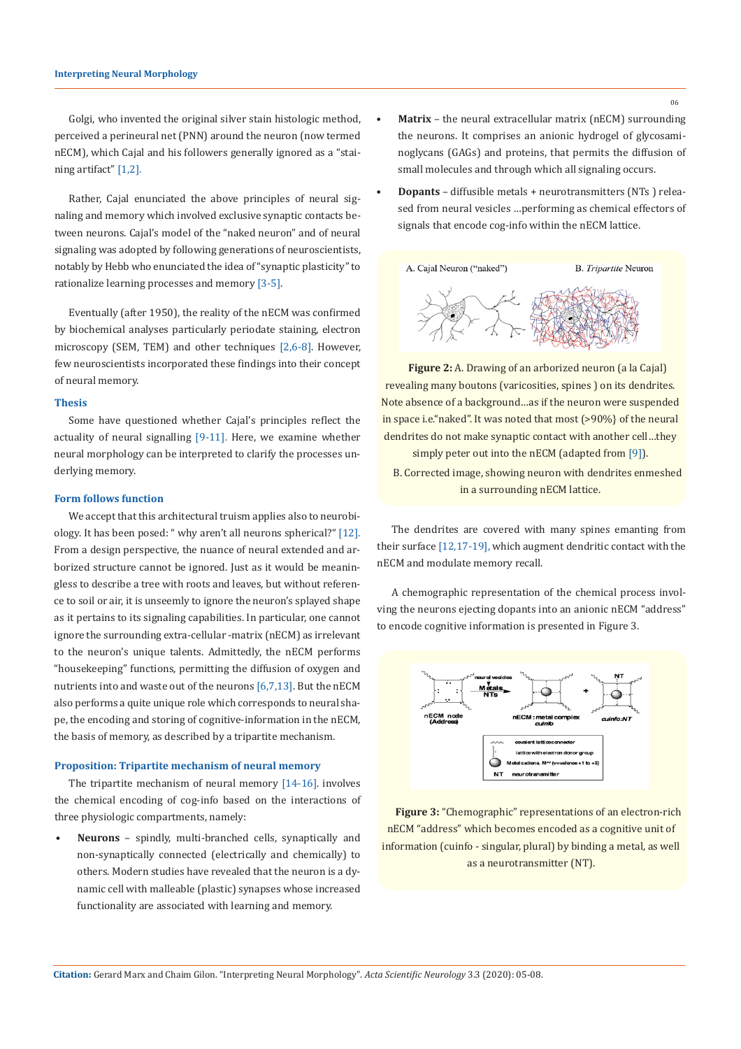Golgi, who invented the original silver stain histologic method, perceived a perineural net (PNN) around the neuron (now termed nECM), which Cajal and his followers generally ignored as a "staining artifact" [1,2].

Rather, Cajal enunciated the above principles of neural signaling and memory which involved exclusive synaptic contacts between neurons. Cajal's model of the "naked neuron" and of neural signaling was adopted by following generations of neuroscientists, notably by Hebb who enunciated the idea of "synaptic plasticity" to rationalize learning processes and memory [3-5].

Eventually (after 1950), the reality of the nECM was confirmed by biochemical analyses particularly periodate staining, electron microscopy (SEM, TEM) and other techniques [2,6-8]. However, few neuroscientists incorporated these findings into their concept of neural memory.

### Thesis

Some have questioned whether Cajal's principles reflect the actuality of neural signalling [9-11]. Here, we examine whether neural morphology can be interpreted to clarify the processes underlying memory.

### Form follows function

We accept that this architectural truism applies also to neurobiology. It has been posed: " why aren't all neurons spherical?" [12]. From a design perspective, the nuance of neural extended and arborized structure cannot be ignored. Just as it would be meaningless to describe a tree with roots and leaves, but without reference to soil or air, it is unseemly to ignore the neuron's splayed shape as it pertains to its signaling capabilities. In particular, one cannot ignore the surrounding extra-cellular -matrix (nECM) as irrelevant to the neuron's unique talents. Admittedly, the nECM performs "housekeeping" functions, permitting the diffusion of oxygen and nutrients into and waste out of the neurons [6,7,13]. But the nECM also performs a quite unique role which corresponds to neural shape, the encoding and storing of cognitive-information in the nECM, the basis of memory, as described by a tripartite mechanism.

### Proposition: Tripartite mechanism of neural memory

The tripartite mechanism of neural memory [14-16]. involves the chemical encoding of cog-info based on the interactions of three physiologic compartments, namely:

- **Neurons** – spindly, multi-branched cells, synaptically and non-synaptically connected (electrically and chemically) to others. Modern studies have revealed that the neuron is a dynamic cell with malleable (plastic) synapses whose increased functionality are associated with learning and memory.
- **Matrix** – the neural extracellular matrix (nECM) surrounding the neurons. It comprises an anionic hydrogel of glycosaminoglycans (GAGs) and proteins, that permits the diffusion of small molecules and through which all signaling occurs.
- **Dopants** – diffusible metals + neurotransmitters (NTs ) released from neural vesicles ...performing as chemical effectors of signals that encode cog-info within the nECM lattice.

**Figure 2:** A. Drawing of an arborized neuron (a la Cajal) revealing many boutons (varicosities, spines ) on its dendrites. Note absence of a background...as if the neuron were suspended in space i.e."naked". It was noted that most (>90%} of the neural dendrites do not make synaptic contact with another cell...they simply peter out into the nECM (adapted from [9]).
B. Corrected image, showing neuron with dendrites enmeshed in a surrounding nECM lattice.

The dendrites are covered with many spines emanting from their surface [12,17-19], which augment dendritic contact with the nECM and modulate memory recall.

A chemographic representation of the chemical process involving the neurons ejecting dopants into an anionic nECM "address" to encode cognitive information is presented in Figure 3.

**Figure 3:** "Chemographic" representations of an electron-rich nECM "address" which becomes encoded as a cognitive unit of information (cuinfo - singular, plural) by binding a metal, as well as a neurotransmitter (NT).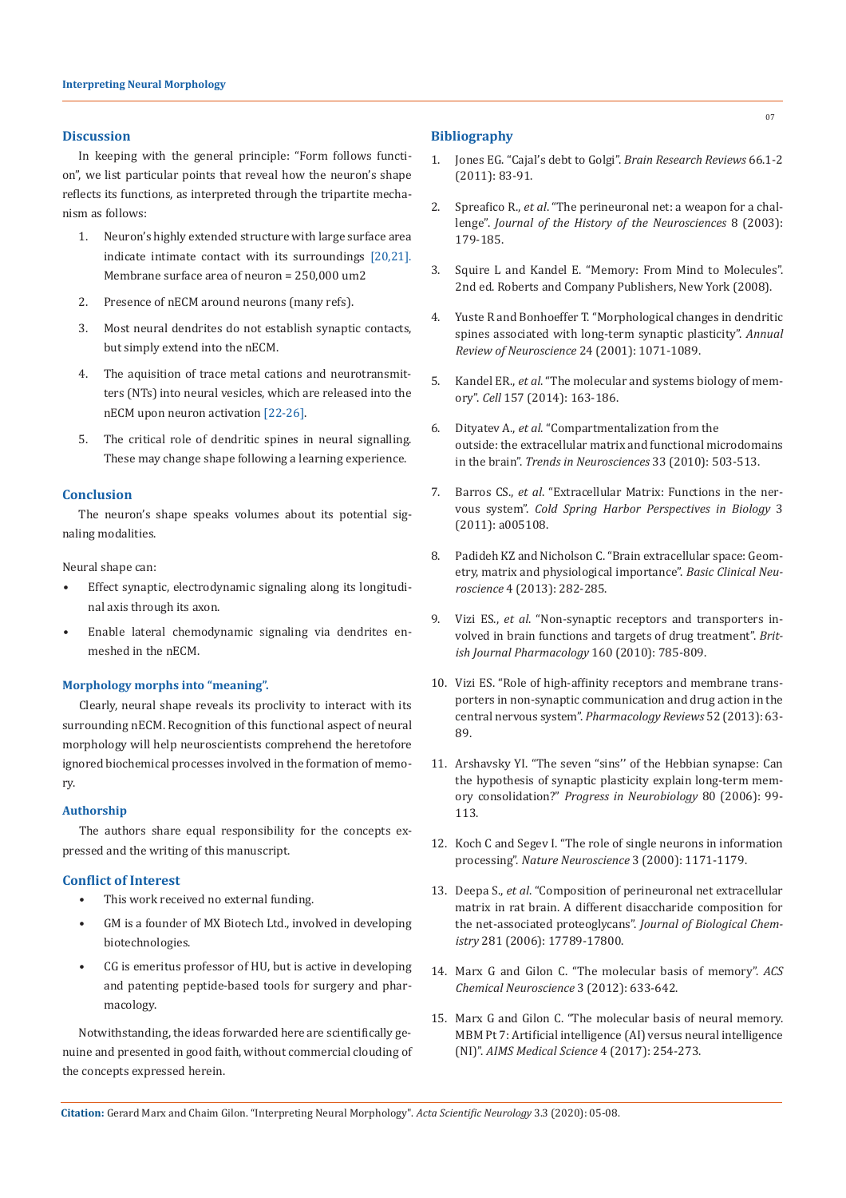## Discussion

In keeping with the general principle: "Form follows function", we list particular points that reveal how the neuron's shape reflects its functions, as interpreted through the tripartite mechanism as follows:

1. Neuron's highly extended structure with large surface area indicate intimate contact with its surroundings [20,21]. Membrane surface area of neuron = 250,000 um2
2. Presence of nECM around neurons (many refs).
3. Most neural dendrites do not establish synaptic contacts, but simply extend into the nECM.
4. The aquisition of trace metal cations and neurotransmitters (NTs) into neural vesicles, which are released into the nECM upon neuron activation [22-26].
5. The critical role of dendritic spines in neural signalling. These may change shape following a learning experience.

## Conclusion

The neuron's shape speaks volumes about its potential signaling modalities.

Neural shape can:

- Effect synaptic, electrodynamic signaling along its longitudinal axis through its axon.
- Enable lateral chemodynamic signaling via dendrites enmeshed in the nECM.

### Morphology morphs into "meaning".

Clearly, neural shape reveals its proclivity to interact with its surrounding nECM. Recognition of this functional aspect of neural morphology will help neuroscientists comprehend the heretofore ignored biochemical processes involved in the formation of memory.

## Authorship

The authors share equal responsibility for the concepts expressed and the writing of this manuscript.

## Conflict of Interest

- This work received no external funding.
- GM is a founder of MX Biotech Ltd., involved in developing biotechnologies.
- CG is emeritus professor of HU, but is active in developing and patenting peptide-based tools for surgery and pharmacology.

Notwithstanding, the ideas forwarded here are scientifically genuine and presented in good faith, without commercial clouding of the concepts expressed herein.

## Bibliography

1. Jones EG. "Cajal's debt to Golgi". *Brain Research Reviews* 66.1-2 (2011): 83-91.
2. Spreafico R., *et al*. "The perineuronal net: a weapon for a challenge". *Journal of the History of the Neurosciences* 8 (2003): 179-185.
3. Squire L and Kandel E. "Memory: From Mind to Molecules". 2nd ed. Roberts and Company Publishers, New York (2008).
4. Yuste R and Bonhoeffer T. "Morphological changes in dendritic spines associated with long-term synaptic plasticity". *Annual Review of Neuroscience* 24 (2001): 1071-1089.
5. Kandel ER., *et al*. "The molecular and systems biology of memory". *Cell* 157 (2014): 163-186.
6. Dityatev A., *et al*. "Compartmentalization from the outside: the extracellular matrix and functional microdomains in the brain". *Trends in Neurosciences* 33 (2010): 503-513.
7. Barros CS., *et al*. "Extracellular Matrix: Functions in the nervous system". *Cold Spring Harbor Perspectives in Biology* 3 (2011): a005108.
8. Padideh KZ and Nicholson C. "Brain extracellular space: Geometry, matrix and physiological importance". *Basic Clinical Neuroscience* 4 (2013): 282-285.
9. Vizi ES., *et al*. "Non-synaptic receptors and transporters involved in brain functions and targets of drug treatment". *British Journal Pharmacology* 160 (2010): 785-809.
10. Vizi ES. "Role of high-affinity receptors and membrane transporters in non-synaptic communication and drug action in the central nervous system". *Pharmacology Reviews* 52 (2013): 63-89.
11. Arshavsky YI. "The seven "sins'' of the Hebbian synapse: Can the hypothesis of synaptic plasticity explain long-term memory consolidation?" *Progress in Neurobiology* 80 (2006): 99-113.
12. Koch C and Segev I. "The role of single neurons in information processing". *Nature Neuroscience* 3 (2000): 1171-1179.
13. Deepa S., *et al*. "Composition of perineuronal net extracellular matrix in rat brain. A different disaccharide composition for the net-associated proteoglycans". *Journal of Biological Chemistry* 281 (2006): 17789-17800.
14. Marx G and Gilon C. "The molecular basis of memory". *ACS Chemical Neuroscience* 3 (2012): 633-642.
15. Marx G and Gilon C. "The molecular basis of neural memory. MBM Pt 7: Artificial intelligence (AI) versus neural intelligence (NI)". *AIMS Medical Science* 4 (2017): 254-273.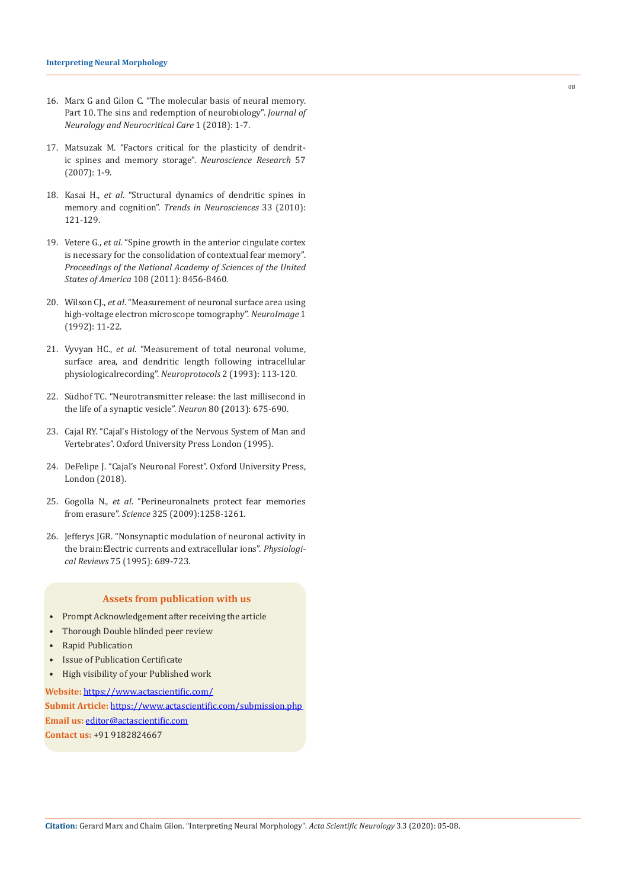16. Marx G and Gilon C. "The molecular basis of neural memory. Part 10. The sins and redemption of neurobiology". *Journal of Neurology and Neurocritical Care* 1 (2018): 1-7.

17. Matsuzak M. "Factors critical for the plasticity of dendritic spines and memory storage". *Neuroscience Research* 57 (2007): 1-9.

18. Kasai H., *et al*. "Structural dynamics of dendritic spines in memory and cognition". *Trends in Neurosciences* 33 (2010): 121-129.

19. Vetere G., *et al*. "Spine growth in the anterior cingulate cortex is necessary for the consolidation of contextual fear memory". *Proceedings of the National Academy of Sciences of the United States of America* 108 (2011): 8456-8460.

20. Wilson CJ., *et al*. "Measurement of neuronal surface area using high-voltage electron microscope tomography". *NeuroImage* 1 (1992): 11-22.

21. Vyvyan HC., *et al*. "Measurement of total neuronal volume, surface area, and dendritic length following intracellular physiologicalrecording". *Neuroprotocols* 2 (1993): 113-120.

22. Südhof TC. "Neurotransmitter release: the last millisecond in the life of a synaptic vesicle". *Neuron* 80 (2013): 675-690.

23. Cajal RY. "Cajal's Histology of the Nervous System of Man and Vertebrates". Oxford University Press London (1995).

24. DeFelipe J. "Cajal's Neuronal Forest". Oxford University Press, London (2018).

25. Gogolla N., *et al*. "Perineuronalnets protect fear memories from erasure". *Science* 325 (2009):1258-1261.

26. Jefferys JGR. "Nonsynaptic modulation of neuronal activity in the brain:Electric currents and extracellular ions". *Physiological Reviews* 75 (1995): 689-723.

**Assets from publication with us**

- Prompt Acknowledgement after receiving the article
- Thorough Double blinded peer review
- Rapid Publication
- Issue of Publication Certificate
- High visibility of your Published work

**Website:** https://www.actascientific.com/
**Submit Article:** https://www.actascientific.com/submission.php
**Email us:** editor@actascientific.com
**Contact us:** +91 9182824667